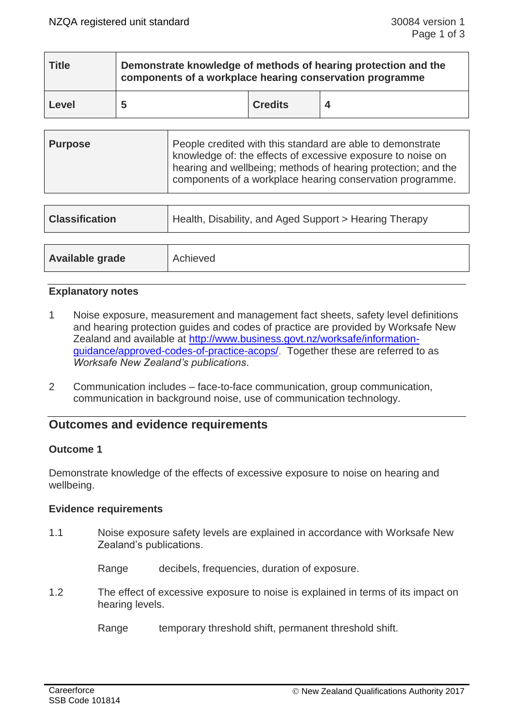| Title | Demonstrate knowledge of methods of hearing protection and the components of a workplace hearing conservation programme | | |
|---|---|---|---|
| Level | 5 | Credits | 4 |

| Purpose | People credited with this standard are able to demonstrate knowledge of: the effects of excessive exposure to noise on hearing and wellbeing; methods of hearing protection; and the components of a workplace hearing conservation programme. |
|---|---|

| Classification | Health, Disability, and Aged Support > Hearing Therapy |
|---|---|

| Available grade | Achieved |
|---|---|

### Explanatory notes

1. Noise exposure, measurement and management fact sheets, safety level definitions and hearing protection guides and codes of practice are provided by Worksafe New Zealand and available at [http://www.business.govt.nz/worksafe/information-guidance/approved-codes-of-practice-acops/](http://www.business.govt.nz/worksafe/information-guidance/approved-codes-of-practice-acops/). Together these are referred to as *Worksafe New Zealand's publications*.

2. Communication includes – face-to-face communication, group communication, communication in background noise, use of communication technology.

## Outcomes and evidence requirements

### Outcome 1

Demonstrate knowledge of the effects of excessive exposure to noise on hearing and wellbeing.

#### Evidence requirements

1.1 Noise exposure safety levels are explained in accordance with Worksafe New Zealand's publications.

Range decibels, frequencies, duration of exposure.

1.2 The effect of excessive exposure to noise is explained in terms of its impact on hearing levels.

Range temporary threshold shift, permanent threshold shift.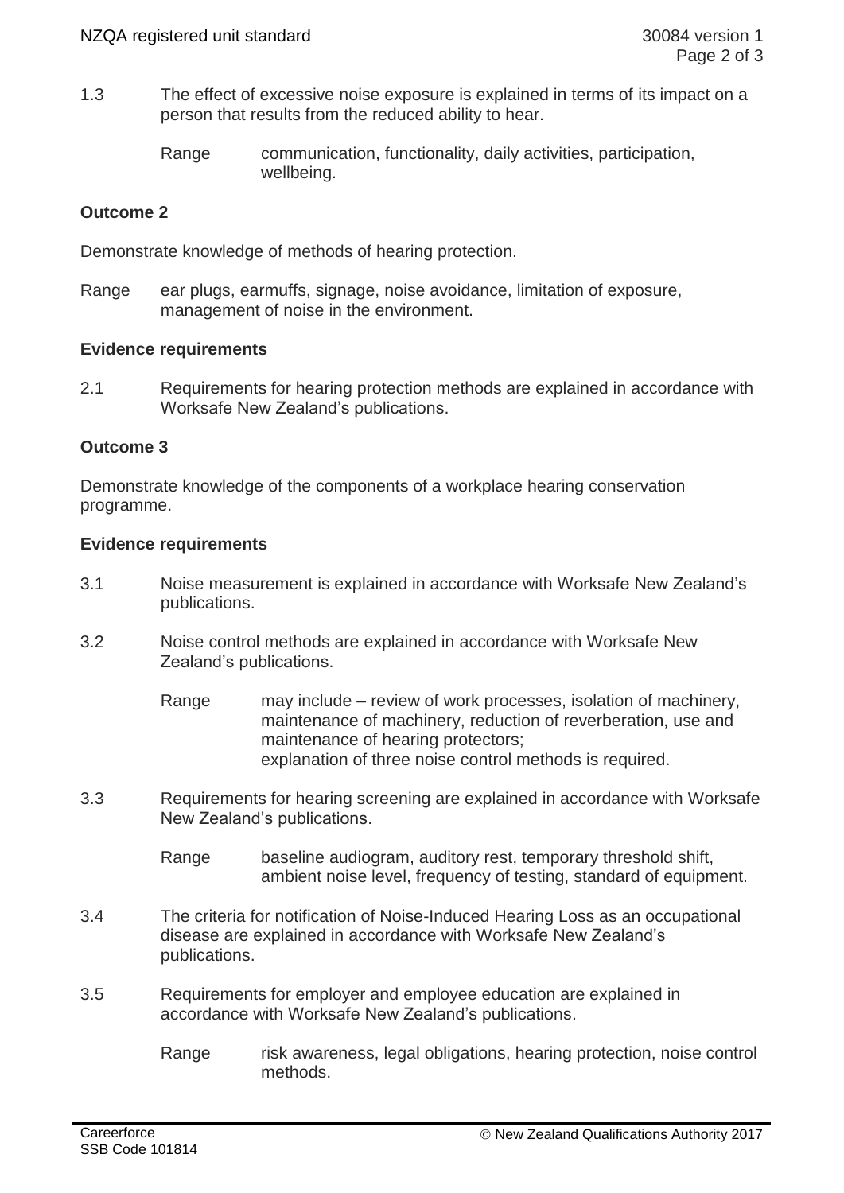1.3 The effect of excessive noise exposure is explained in terms of its impact on a person that results from the reduced ability to hear.

Range communication, functionality, daily activities, participation, wellbeing.

**Outcome 2**

Demonstrate knowledge of methods of hearing protection.

Range ear plugs, earmuffs, signage, noise avoidance, limitation of exposure, management of noise in the environment.

**Evidence requirements**

2.1 Requirements for hearing protection methods are explained in accordance with Worksafe New Zealand's publications.

**Outcome 3**

Demonstrate knowledge of the components of a workplace hearing conservation programme.

**Evidence requirements**

3.1 Noise measurement is explained in accordance with Worksafe New Zealand's publications.

3.2 Noise control methods are explained in accordance with Worksafe New Zealand's publications.

Range may include – review of work processes, isolation of machinery, maintenance of machinery, reduction of reverberation, use and maintenance of hearing protectors;
explanation of three noise control methods is required.

3.3 Requirements for hearing screening are explained in accordance with Worksafe New Zealand's publications.

Range baseline audiogram, auditory rest, temporary threshold shift, ambient noise level, frequency of testing, standard of equipment.

3.4 The criteria for notification of Noise-Induced Hearing Loss as an occupational disease are explained in accordance with Worksafe New Zealand's publications.

3.5 Requirements for employer and employee education are explained in accordance with Worksafe New Zealand's publications.

Range risk awareness, legal obligations, hearing protection, noise control methods.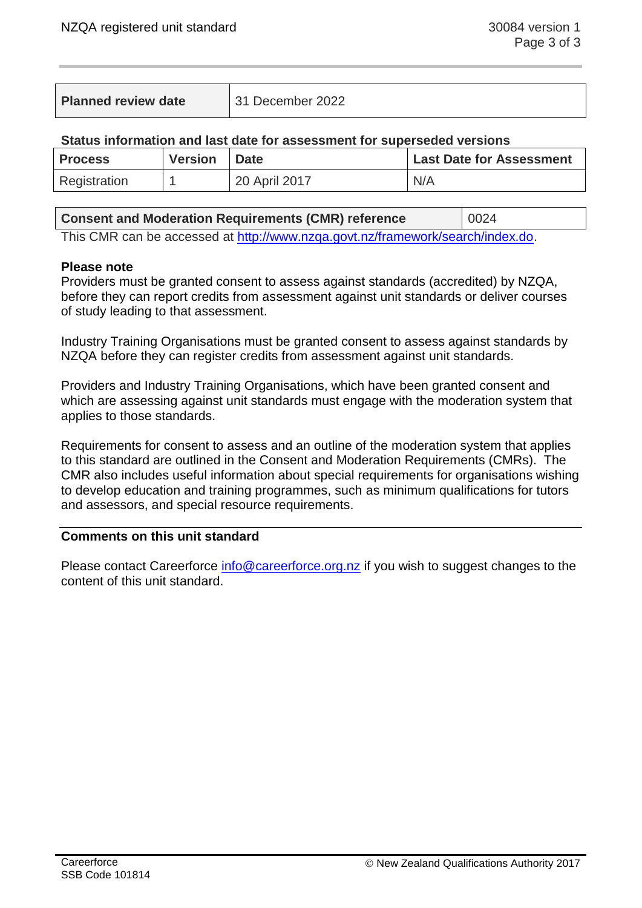| Planned review date | 31 December 2022 |
| --- | --- |

**Status information and last date for assessment for superseded versions**

| Process | Version | Date | Last Date for Assessment |
| --- | --- | --- | --- |
| Registration | 1 | 20 April 2017 | N/A |

| Consent and Moderation Requirements (CMR) reference | 0024 |
| --- | --- |

This CMR can be accessed at http://www.nzqa.govt.nz/framework/search/index.do.

**Please note**

Providers must be granted consent to assess against standards (accredited) by NZQA, before they can report credits from assessment against unit standards or deliver courses of study leading to that assessment.

Industry Training Organisations must be granted consent to assess against standards by NZQA before they can register credits from assessment against unit standards.

Providers and Industry Training Organisations, which have been granted consent and which are assessing against unit standards must engage with the moderation system that applies to those standards.

Requirements for consent to assess and an outline of the moderation system that applies to this standard are outlined in the Consent and Moderation Requirements (CMRs). The CMR also includes useful information about special requirements for organisations wishing to develop education and training programmes, such as minimum qualifications for tutors and assessors, and special resource requirements.

**Comments on this unit standard**

Please contact Careerforce info@careerforce.org.nz if you wish to suggest changes to the content of this unit standard.